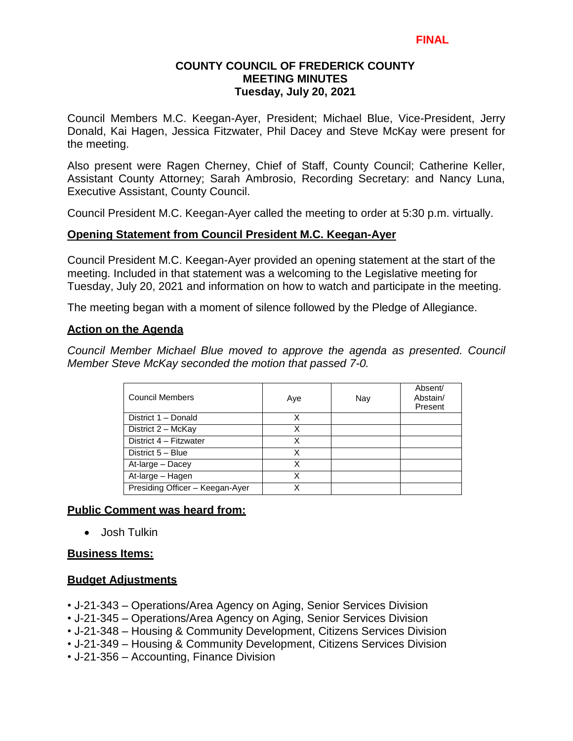**FINAL**

# COUNTY COUNCIL OF FREDERICK COUNTY
## MEETING MINUTES
### Tuesday, July 20, 2021

Council Members M.C. Keegan-Ayer, President; Michael Blue, Vice-President, Jerry Donald, Kai Hagen, Jessica Fitzwater, Phil Dacey and Steve McKay were present for the meeting.

Also present were Ragen Cherney, Chief of Staff, County Council; Catherine Keller, Assistant County Attorney; Sarah Ambrosio, Recording Secretary: and Nancy Luna, Executive Assistant, County Council.

Council President M.C. Keegan-Ayer called the meeting to order at 5:30 p.m. virtually.

**Opening Statement from Council President M.C. Keegan-Ayer**

Council President M.C. Keegan-Ayer provided an opening statement at the start of the meeting. Included in that statement was a welcoming to the Legislative meeting for Tuesday, July 20, 2021 and information on how to watch and participate in the meeting.

The meeting began with a moment of silence followed by the Pledge of Allegiance.

**Action on the Agenda**

*Council Member Michael Blue moved to approve the agenda as presented. Council Member Steve McKay seconded the motion that passed 7-0.*

| Council Members | Aye | Nay | Absent/ Abstain/ Present |
|---|---|---|---|
| District 1 – Donald | X | | |
| District 2 – McKay | X | | |
| District 4 – Fitzwater | X | | |
| District 5 – Blue | X | | |
| At-large – Dacey | X | | |
| At-large – Hagen | X | | |
| Presiding Officer – Keegan-Ayer | X | | |

**Public Comment was heard from:**

- Josh Tulkin

**Business Items:**

**Budget Adjustments**

- J-21-343 – Operations/Area Agency on Aging, Senior Services Division
- J-21-345 – Operations/Area Agency on Aging, Senior Services Division
- J-21-348 – Housing & Community Development, Citizens Services Division
- J-21-349 – Housing & Community Development, Citizens Services Division
- J-21-356 – Accounting, Finance Division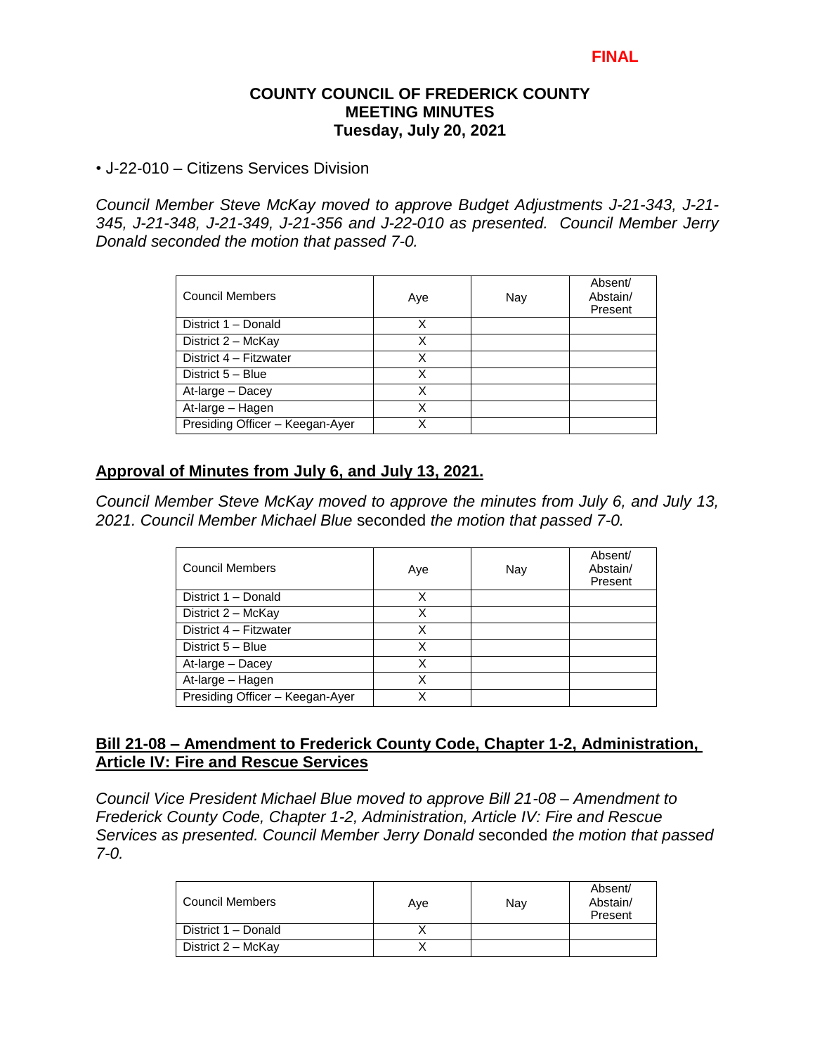FINAL

**COUNTY COUNCIL OF FREDERICK COUNTY**
**MEETING MINUTES**
**Tuesday, July 20, 2021**

- J-22-010 – Citizens Services Division

*Council Member Steve McKay moved to approve Budget Adjustments J-21-343, J-21-345, J-21-348, J-21-349, J-21-356 and J-22-010 as presented. Council Member Jerry Donald seconded the motion that passed 7-0.*

| Council Members | Aye | Nay | Absent/ Abstain/ Present |
|---|---|---|---|
| District 1 – Donald | X | | |
| District 2 – McKay | X | | |
| District 4 – Fitzwater | X | | |
| District 5 – Blue | X | | |
| At-large – Dacey | X | | |
| At-large – Hagen | X | | |
| Presiding Officer – Keegan-Ayer | X | | |

## Approval of Minutes from July 6, and July 13, 2021.

*Council Member Steve McKay moved to approve the minutes from July 6, and July 13, 2021. Council Member Michael Blue* seconded *the motion that passed 7-0.*

| Council Members | Aye | Nay | Absent/ Abstain/ Present |
|---|---|---|---|
| District 1 – Donald | X | | |
| District 2 – McKay | X | | |
| District 4 – Fitzwater | X | | |
| District 5 – Blue | X | | |
| At-large – Dacey | X | | |
| At-large – Hagen | X | | |
| Presiding Officer – Keegan-Ayer | X | | |

## Bill 21-08 – Amendment to Frederick County Code, Chapter 1-2, Administration, Article IV: Fire and Rescue Services

*Council Vice President Michael Blue moved to approve Bill 21-08 – Amendment to Frederick County Code, Chapter 1-2, Administration, Article IV: Fire and Rescue Services as presented. Council Member Jerry Donald* seconded *the motion that passed 7-0.*

| Council Members | Aye | Nay | Absent/ Abstain/ Present |
|---|---|---|---|
| District 1 – Donald | X | | |
| District 2 – McKay | X | | |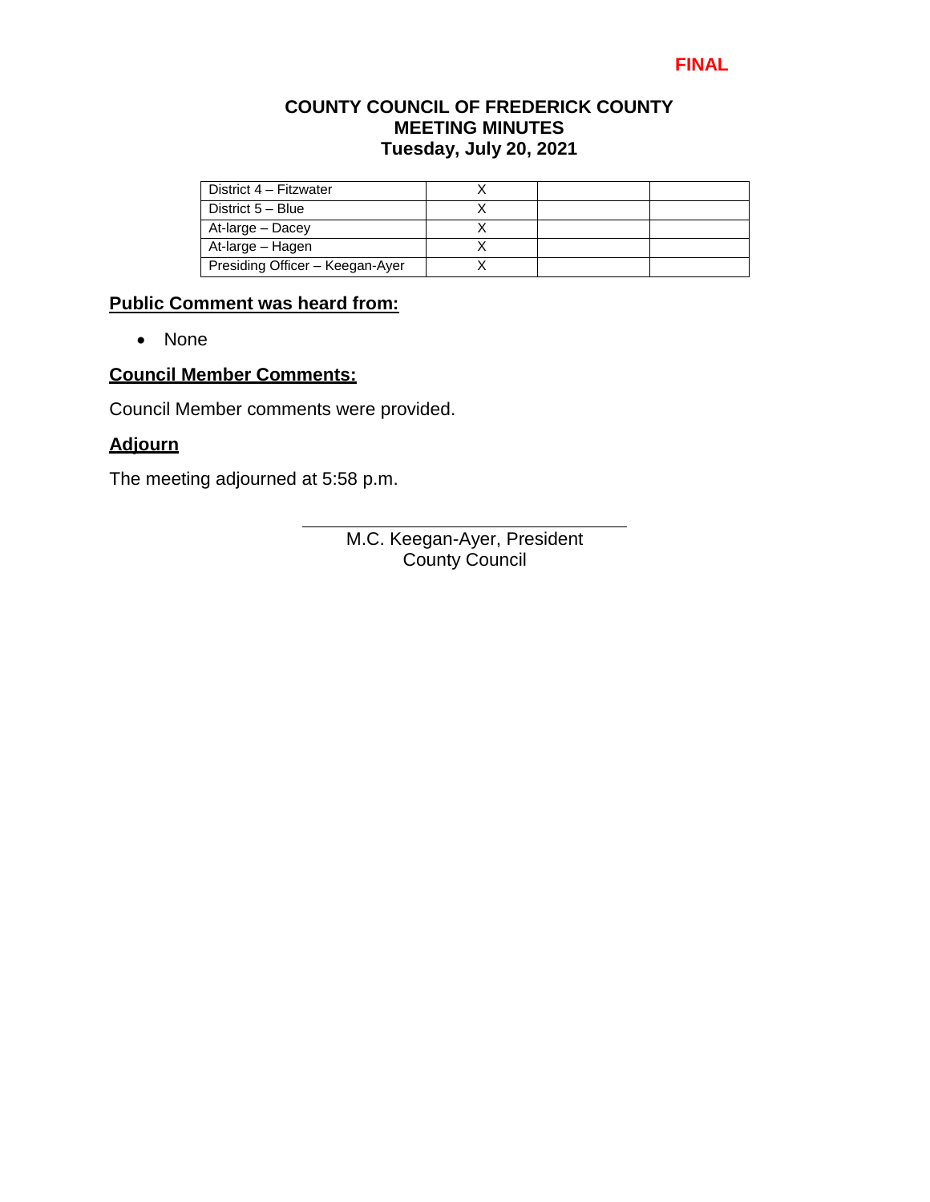**FINAL**

**COUNTY COUNCIL OF FREDERICK COUNTY**
**MEETING MINUTES**
**Tuesday, July 20, 2021**

| | | | |
|---|---|---|---|
| District 4 – Fitzwater | X | | |
| District 5 – Blue | X | | |
| At-large – Dacey | X | | |
| At-large – Hagen | X | | |
| Presiding Officer – Keegan-Ayer | X | | |

## Public Comment was heard from:

- None

## Council Member Comments:

Council Member comments were provided.

## Adjourn

The meeting adjourned at 5:58 p.m.

M.C. Keegan-Ayer, President
County Council